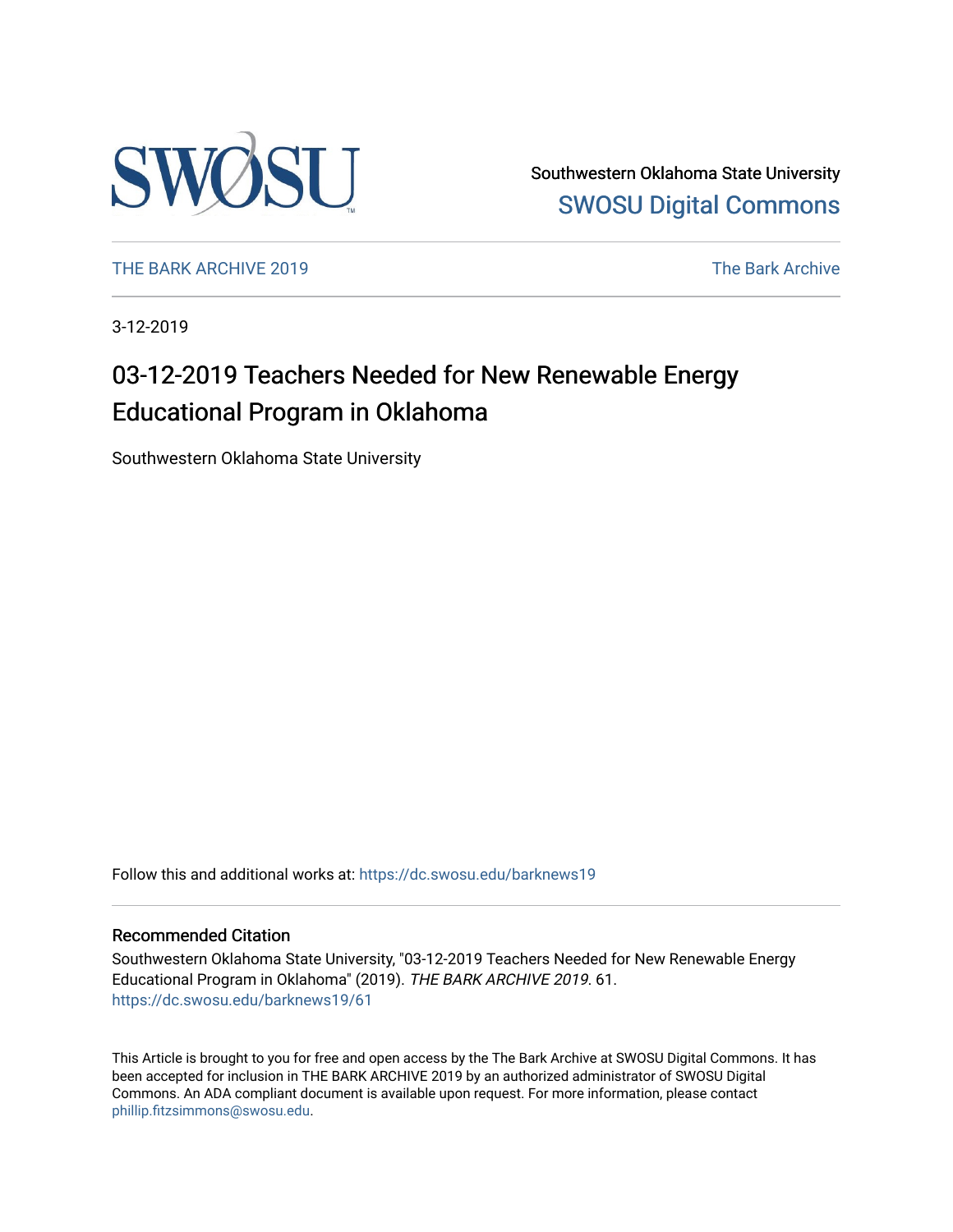Southwestern Oklahoma State University
[SWOSU Digital Commons](https://dc.swosu.edu)

THE BARK ARCHIVE 2019 | The Bark Archive

3-12-2019

# 03-12-2019 Teachers Needed for New Renewable Energy Educational Program in Oklahoma

Southwestern Oklahoma State University

Follow this and additional works at: https://dc.swosu.edu/barknews19

## Recommended Citation

Southwestern Oklahoma State University, "03-12-2019 Teachers Needed for New Renewable Energy Educational Program in Oklahoma" (2019). *THE BARK ARCHIVE 2019*. 61.
https://dc.swosu.edu/barknews19/61

This Article is brought to you for free and open access by the The Bark Archive at SWOSU Digital Commons. It has been accepted for inclusion in THE BARK ARCHIVE 2019 by an authorized administrator of SWOSU Digital Commons. An ADA compliant document is available upon request. For more information, please contact phillip.fitzsimmons@swosu.edu.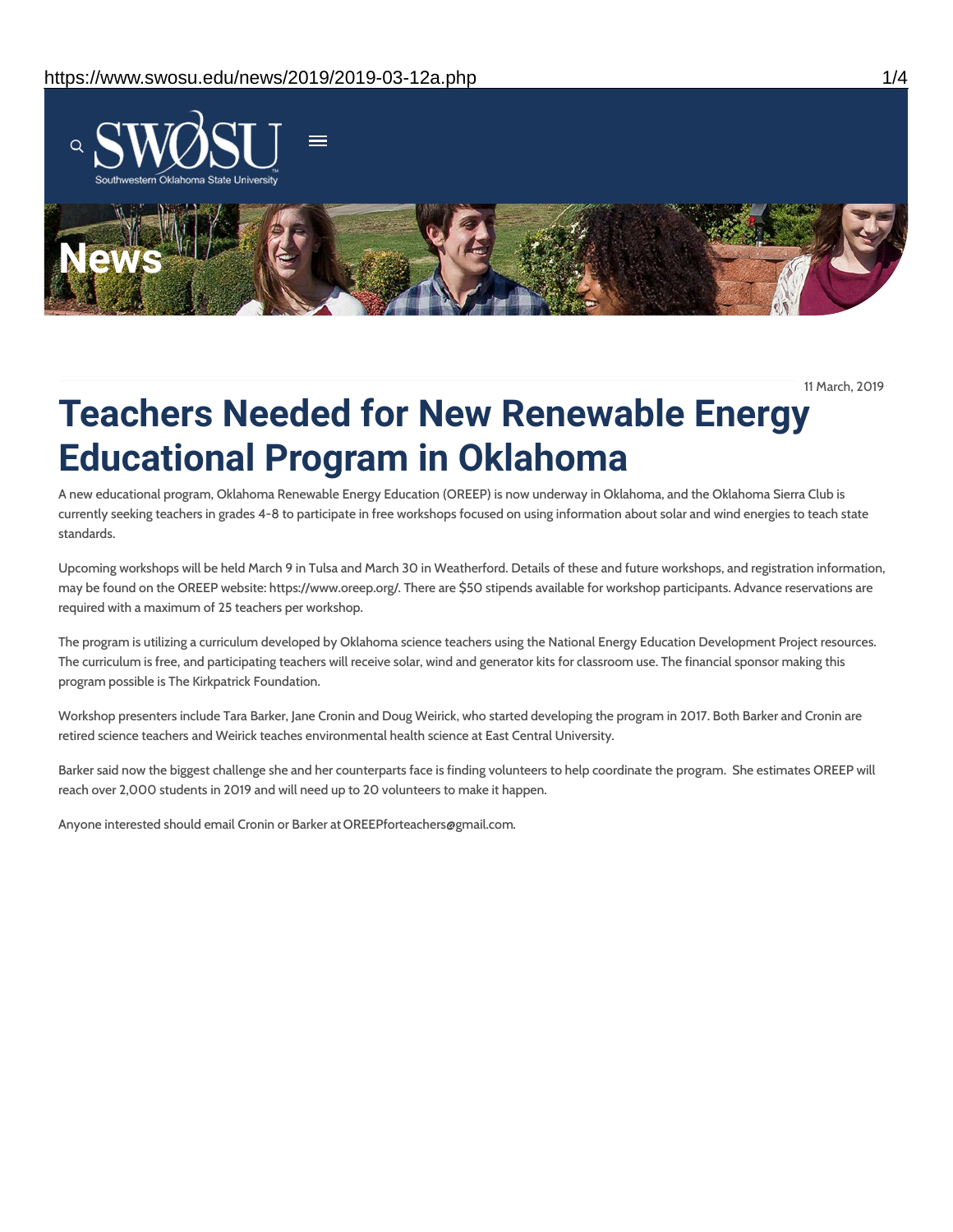11 March, 2019

# Teachers Needed for New Renewable Energy Educational Program in Oklahoma

A new educational program, Oklahoma Renewable Energy Education (OREEP) is now underway in Oklahoma, and the Oklahoma Sierra Club is currently seeking teachers in grades 4-8 to participate in free workshops focused on using information about solar and wind energies to teach state standards.

Upcoming workshops will be held March 9 in Tulsa and March 30 in Weatherford. Details of these and future workshops, and registration information, may be found on the OREEP website: https://www.oreep.org/. There are $50 stipends available for workshop participants. Advance reservations are required with a maximum of 25 teachers per workshop.

The program is utilizing a curriculum developed by Oklahoma science teachers using the National Energy Education Development Project resources. The curriculum is free, and participating teachers will receive solar, wind and generator kits for classroom use. The financial sponsor making this program possible is The Kirkpatrick Foundation.

Workshop presenters include Tara Barker, Jane Cronin and Doug Weirick, who started developing the program in 2017. Both Barker and Cronin are retired science teachers and Weirick teaches environmental health science at East Central University.

Barker said now the biggest challenge she and her counterparts face is finding volunteers to help coordinate the program. She estimates OREEP will reach over 2,000 students in 2019 and will need up to 20 volunteers to make it happen.

Anyone interested should email Cronin or Barker at OREEPforteachers@gmail.com.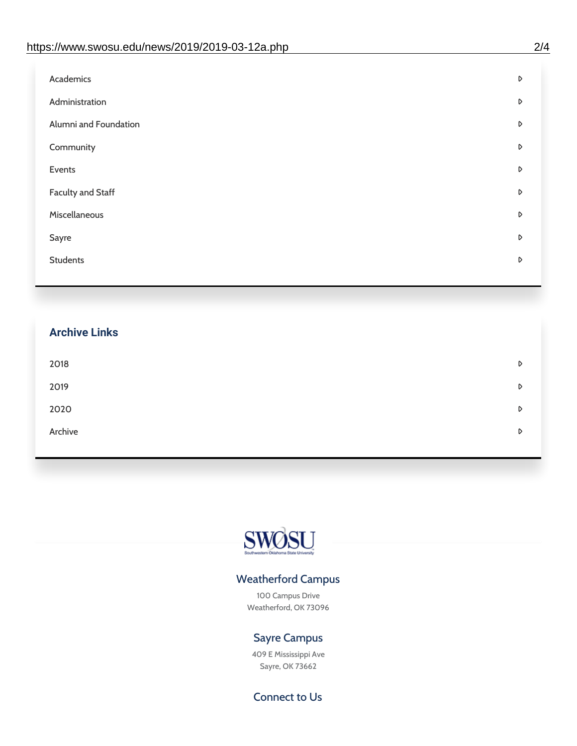- Academics
- Administration
- Alumni and Foundation
- Community
- Events
- Faculty and Staff
- Miscellaneous
- Sayre
- Students

## Archive Links

- 2018
- 2019
- 2020
- Archive

SWOSU
Southwestern Oklahoma State University

### Weatherford Campus

100 Campus Drive
Weatherford, OK 73096

### Sayre Campus

409 E Mississippi Ave
Sayre, OK 73662

### Connect to Us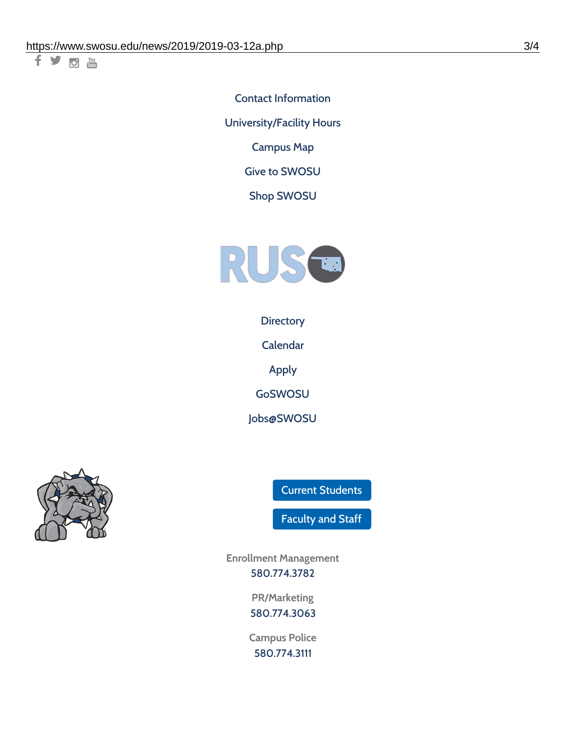Contact Information

University/Facility Hours

Campus Map

Give to SWOSU

Shop SWOSU

Directory

Calendar

Apply

GoSWOSU

Jobs@SWOSU

Current Students

Faculty and Staff

Enrollment Management
580.774.3782

PR/Marketing
580.774.3063

Campus Police
580.774.3111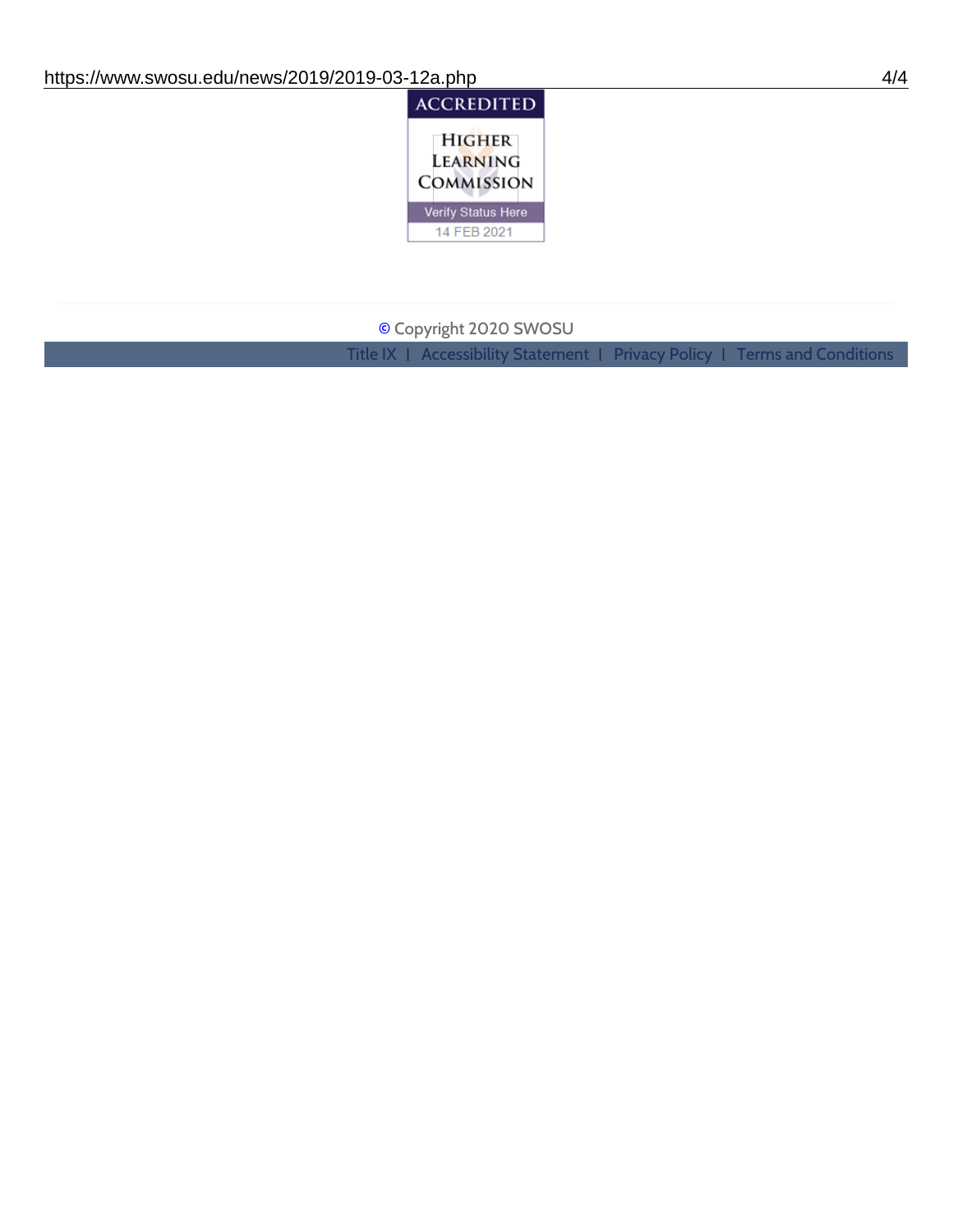ACCREDITED

HIGHER LEARNING COMMISSION

Verify Status Here

14 FEB 2021

© Copyright 2020 SWOSU

Title IX | Accessibility Statement | Privacy Policy | Terms and Conditions